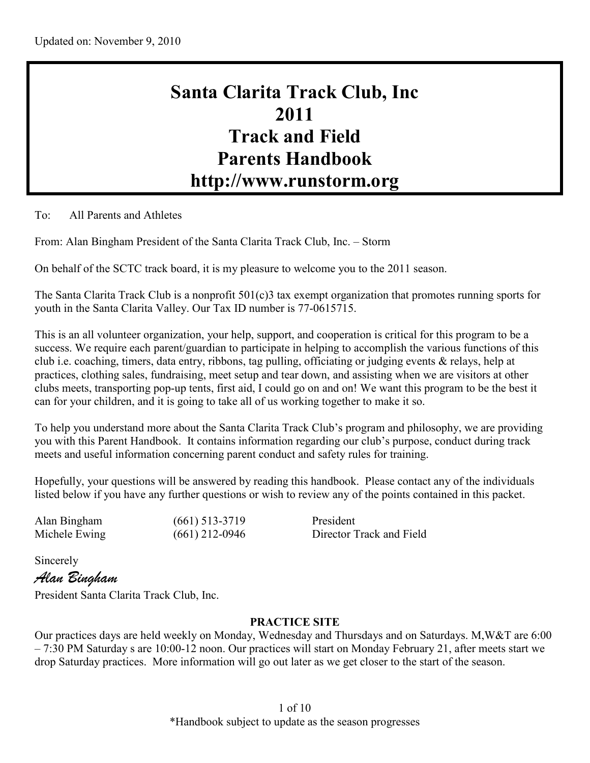Updated on: November 9, 2010

# Santa Clarita Track Club, Inc
# 2011
# Track and Field
# Parents Handbook
# http://www.runstorm.org

To: All Parents and Athletes

From: Alan Bingham President of the Santa Clarita Track Club, Inc. – Storm

On behalf of the SCTC track board, it is my pleasure to welcome you to the 2011 season.

The Santa Clarita Track Club is a nonprofit 501(c)3 tax exempt organization that promotes running sports for youth in the Santa Clarita Valley. Our Tax ID number is 77-0615715.

This is an all volunteer organization, your help, support, and cooperation is critical for this program to be a success. We require each parent/guardian to participate in helping to accomplish the various functions of this club i.e. coaching, timers, data entry, ribbons, tag pulling, officiating or judging events & relays, help at practices, clothing sales, fundraising, meet setup and tear down, and assisting when we are visitors at other clubs meets, transporting pop-up tents, first aid, I could go on and on! We want this program to be the best it can for your children, and it is going to take all of us working together to make it so.

To help you understand more about the Santa Clarita Track Club's program and philosophy, we are providing you with this Parent Handbook. It contains information regarding our club's purpose, conduct during track meets and useful information concerning parent conduct and safety rules for training.

Hopefully, your questions will be answered by reading this handbook. Please contact any of the individuals listed below if you have any further questions or wish to review any of the points contained in this packet.

| | | |
|---|---|---|
| Alan Bingham | (661) 513-3719 | President |
| Michele Ewing | (661) 212-0946 | Director Track and Field |

Sincerely

*Alan Bingham*

President Santa Clarita Track Club, Inc.

### PRACTICE SITE

Our practices days are held weekly on Monday, Wednesday and Thursdays and on Saturdays. M,W&T are 6:00 – 7:30 PM Saturday s are 10:00-12 noon. Our practices will start on Monday February 21, after meets start we drop Saturday practices. More information will go out later as we get closer to the start of the season.

*Handbook subject to update as the season progresses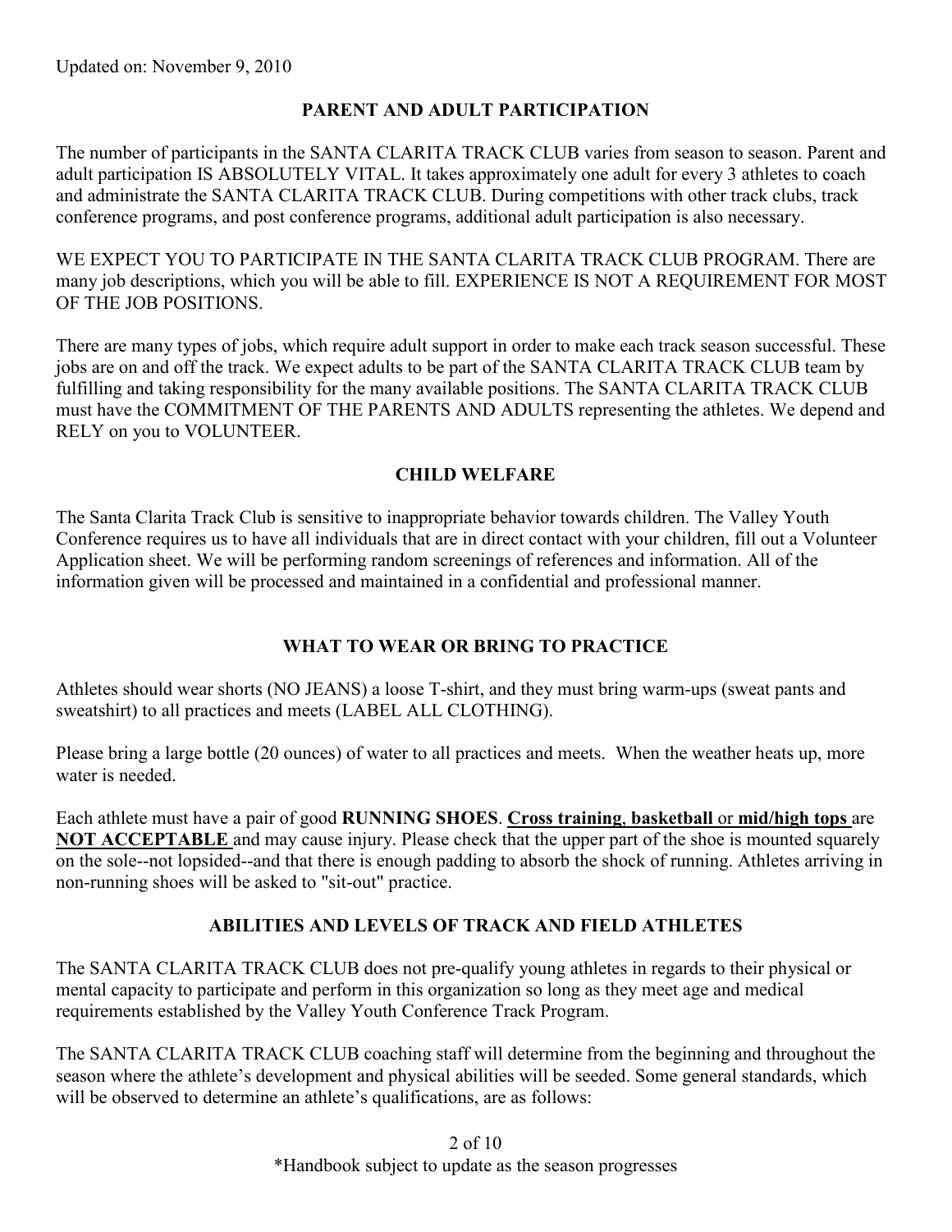Updated on: November 9, 2010

## PARENT AND ADULT PARTICIPATION

The number of participants in the SANTA CLARITA TRACK CLUB varies from season to season. Parent and adult participation IS ABSOLUTELY VITAL. It takes approximately one adult for every 3 athletes to coach and administrate the SANTA CLARITA TRACK CLUB. During competitions with other track clubs, track conference programs, and post conference programs, additional adult participation is also necessary.

WE EXPECT YOU TO PARTICIPATE IN THE SANTA CLARITA TRACK CLUB PROGRAM. There are many job descriptions, which you will be able to fill. EXPERIENCE IS NOT A REQUIREMENT FOR MOST OF THE JOB POSITIONS.

There are many types of jobs, which require adult support in order to make each track season successful. These jobs are on and off the track. We expect adults to be part of the SANTA CLARITA TRACK CLUB team by fulfilling and taking responsibility for the many available positions. The SANTA CLARITA TRACK CLUB must have the COMMITMENT OF THE PARENTS AND ADULTS representing the athletes. We depend and RELY on you to VOLUNTEER.

## CHILD WELFARE

The Santa Clarita Track Club is sensitive to inappropriate behavior towards children. The Valley Youth Conference requires us to have all individuals that are in direct contact with your children, fill out a Volunteer Application sheet. We will be performing random screenings of references and information. All of the information given will be processed and maintained in a confidential and professional manner.

## WHAT TO WEAR OR BRING TO PRACTICE

Athletes should wear shorts (NO JEANS) a loose T-shirt, and they must bring warm-ups (sweat pants and sweatshirt) to all practices and meets (LABEL ALL CLOTHING).

Please bring a large bottle (20 ounces) of water to all practices and meets. When the weather heats up, more water is needed.

Each athlete must have a pair of good **RUNNING SHOES**. **Cross training**, **basketball** or **mid/high tops** are **NOT ACCEPTABLE** and may cause injury. Please check that the upper part of the shoe is mounted squarely on the sole--not lopsided--and that there is enough padding to absorb the shock of running. Athletes arriving in non-running shoes will be asked to "sit-out" practice.

## ABILITIES AND LEVELS OF TRACK AND FIELD ATHLETES

The SANTA CLARITA TRACK CLUB does not pre-qualify young athletes in regards to their physical or mental capacity to participate and perform in this organization so long as they meet age and medical requirements established by the Valley Youth Conference Track Program.

The SANTA CLARITA TRACK CLUB coaching staff will determine from the beginning and throughout the season where the athlete's development and physical abilities will be seeded. Some general standards, which will be observed to determine an athlete's qualifications, are as follows:

*Handbook subject to update as the season progresses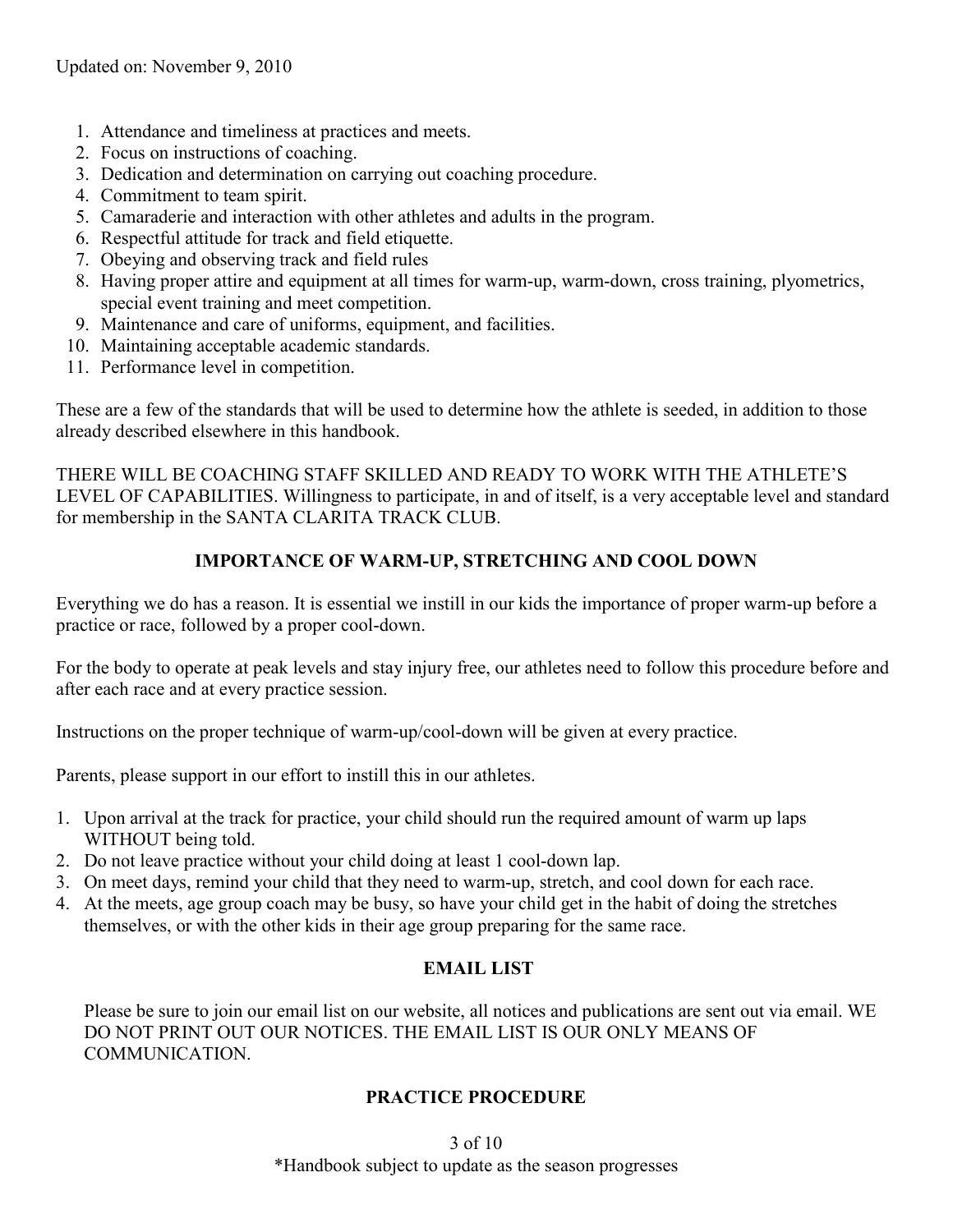Updated on: November 9, 2010

1. Attendance and timeliness at practices and meets.
2. Focus on instructions of coaching.
3. Dedication and determination on carrying out coaching procedure.
4. Commitment to team spirit.
5. Camaraderie and interaction with other athletes and adults in the program.
6. Respectful attitude for track and field etiquette.
7. Obeying and observing track and field rules
8. Having proper attire and equipment at all times for warm-up, warm-down, cross training, plyometrics, special event training and meet competition.
9. Maintenance and care of uniforms, equipment, and facilities.
10. Maintaining acceptable academic standards.
11. Performance level in competition.

These are a few of the standards that will be used to determine how the athlete is seeded, in addition to those already described elsewhere in this handbook.

THERE WILL BE COACHING STAFF SKILLED AND READY TO WORK WITH THE ATHLETE'S LEVEL OF CAPABILITIES. Willingness to participate, in and of itself, is a very acceptable level and standard for membership in the SANTA CLARITA TRACK CLUB.

## IMPORTANCE OF WARM-UP, STRETCHING AND COOL DOWN

Everything we do has a reason. It is essential we instill in our kids the importance of proper warm-up before a practice or race, followed by a proper cool-down.

For the body to operate at peak levels and stay injury free, our athletes need to follow this procedure before and after each race and at every practice session.

Instructions on the proper technique of warm-up/cool-down will be given at every practice.

Parents, please support in our effort to instill this in our athletes.

1. Upon arrival at the track for practice, your child should run the required amount of warm up laps WITHOUT being told.
2. Do not leave practice without your child doing at least 1 cool-down lap.
3. On meet days, remind your child that they need to warm-up, stretch, and cool down for each race.
4. At the meets, age group coach may be busy, so have your child get in the habit of doing the stretches themselves, or with the other kids in their age group preparing for the same race.

## EMAIL LIST

Please be sure to join our email list on our website, all notices and publications are sent out via email. WE DO NOT PRINT OUT OUR NOTICES. THE EMAIL LIST IS OUR ONLY MEANS OF COMMUNICATION.

## PRACTICE PROCEDURE

*Handbook subject to update as the season progresses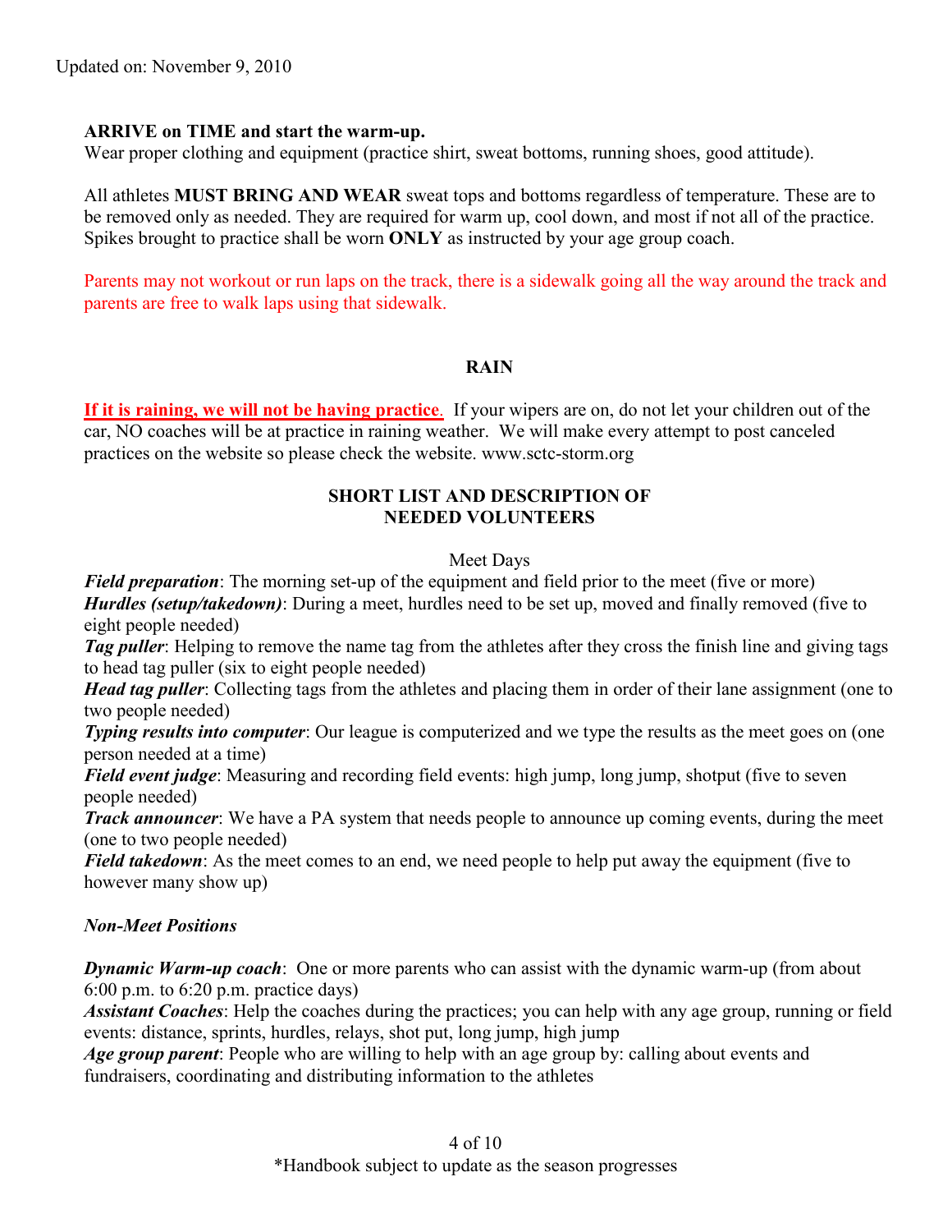Updated on: November 9, 2010

**ARRIVE on TIME and start the warm-up.**
Wear proper clothing and equipment (practice shirt, sweat bottoms, running shoes, good attitude).

All athletes **MUST BRING AND WEAR** sweat tops and bottoms regardless of temperature. These are to be removed only as needed. They are required for warm up, cool down, and most if not all of the practice. Spikes brought to practice shall be worn **ONLY** as instructed by your age group coach.

Parents may not workout or run laps on the track, there is a sidewalk going all the way around the track and parents are free to walk laps using that sidewalk.

## RAIN

**If it is raining, we will not be having practice**. If your wipers are on, do not let your children out of the car, NO coaches will be at practice in raining weather. We will make every attempt to post canceled practices on the website so please check the website. www.sctc-storm.org

## SHORT LIST AND DESCRIPTION OF NEEDED VOLUNTEERS

Meet Days

***Field preparation***: The morning set-up of the equipment and field prior to the meet (five or more)
***Hurdles (setup/takedown)***: During a meet, hurdles need to be set up, moved and finally removed (five to eight people needed)
***Tag puller***: Helping to remove the name tag from the athletes after they cross the finish line and giving tags to head tag puller (six to eight people needed)
***Head tag puller***: Collecting tags from the athletes and placing them in order of their lane assignment (one to two people needed)
***Typing results into computer***: Our league is computerized and we type the results as the meet goes on (one person needed at a time)
***Field event judge***: Measuring and recording field events: high jump, long jump, shotput (five to seven people needed)
***Track announcer***: We have a PA system that needs people to announce up coming events, during the meet (one to two people needed)
***Field takedown***: As the meet comes to an end, we need people to help put away the equipment (five to however many show up)

***Non-Meet Positions***

***Dynamic Warm-up coach***: One or more parents who can assist with the dynamic warm-up (from about 6:00 p.m. to 6:20 p.m. practice days)
***Assistant Coaches***: Help the coaches during the practices; you can help with any age group, running or field events: distance, sprints, hurdles, relays, shot put, long jump, high jump
***Age group parent***: People who are willing to help with an age group by: calling about events and fundraisers, coordinating and distributing information to the athletes

*Handbook subject to update as the season progresses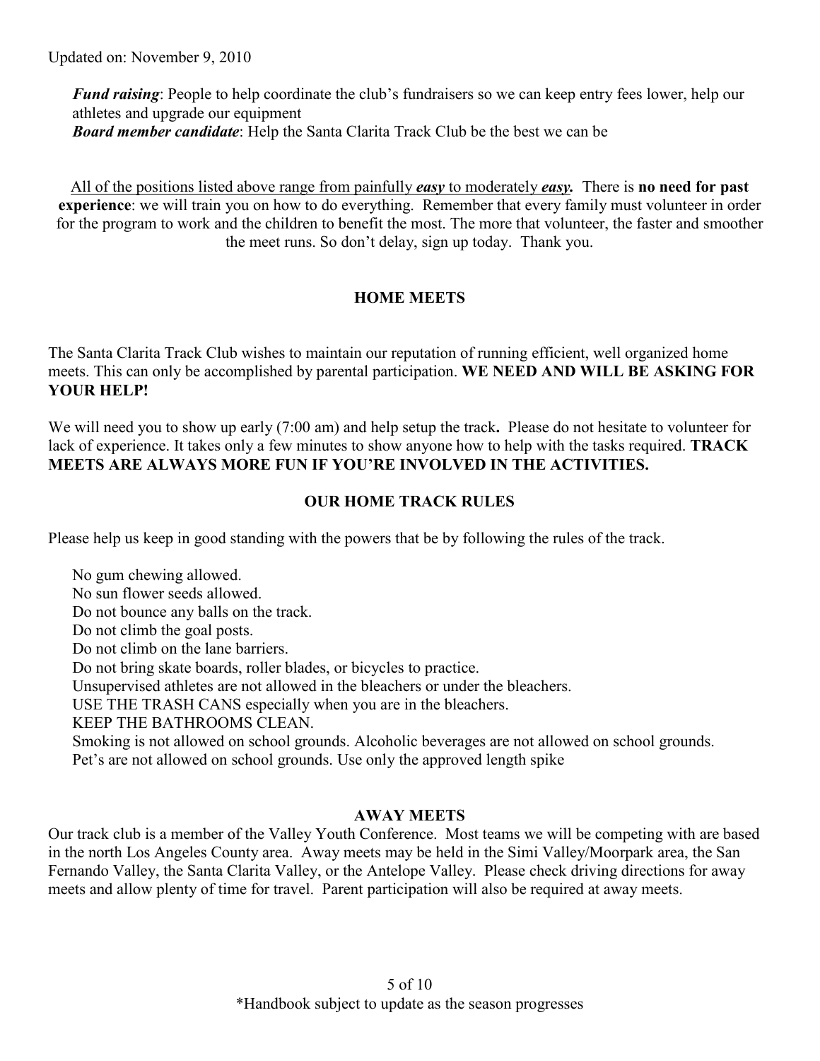Updated on: November 9, 2010

*Fund raising*: People to help coordinate the club's fundraisers so we can keep entry fees lower, help our athletes and upgrade our equipment
*Board member candidate*: Help the Santa Clarita Track Club be the best we can be

All of the positions listed above range from painfully ***easy*** to moderately ***easy.*** There is **no need for past experience**: we will train you on how to do everything. Remember that every family must volunteer in order for the program to work and the children to benefit the most. The more that volunteer, the faster and smoother the meet runs. So don't delay, sign up today. Thank you.

## HOME MEETS

The Santa Clarita Track Club wishes to maintain our reputation of running efficient, well organized home meets. This can only be accomplished by parental participation. **WE NEED AND WILL BE ASKING FOR YOUR HELP!**

We will need you to show up early (7:00 am) and help setup the track**.** Please do not hesitate to volunteer for lack of experience. It takes only a few minutes to show anyone how to help with the tasks required. **TRACK MEETS ARE ALWAYS MORE FUN IF YOU'RE INVOLVED IN THE ACTIVITIES.**

## OUR HOME TRACK RULES

Please help us keep in good standing with the powers that be by following the rules of the track.

No gum chewing allowed.
No sun flower seeds allowed.
Do not bounce any balls on the track.
Do not climb the goal posts.
Do not climb on the lane barriers.
Do not bring skate boards, roller blades, or bicycles to practice.
Unsupervised athletes are not allowed in the bleachers or under the bleachers.
USE THE TRASH CANS especially when you are in the bleachers.
KEEP THE BATHROOMS CLEAN.
Smoking is not allowed on school grounds. Alcoholic beverages are not allowed on school grounds.
Pet's are not allowed on school grounds. Use only the approved length spike

## AWAY MEETS

Our track club is a member of the Valley Youth Conference. Most teams we will be competing with are based in the north Los Angeles County area. Away meets may be held in the Simi Valley/Moorpark area, the San Fernando Valley, the Santa Clarita Valley, or the Antelope Valley. Please check driving directions for away meets and allow plenty of time for travel. Parent participation will also be required at away meets.

\*Handbook subject to update as the season progresses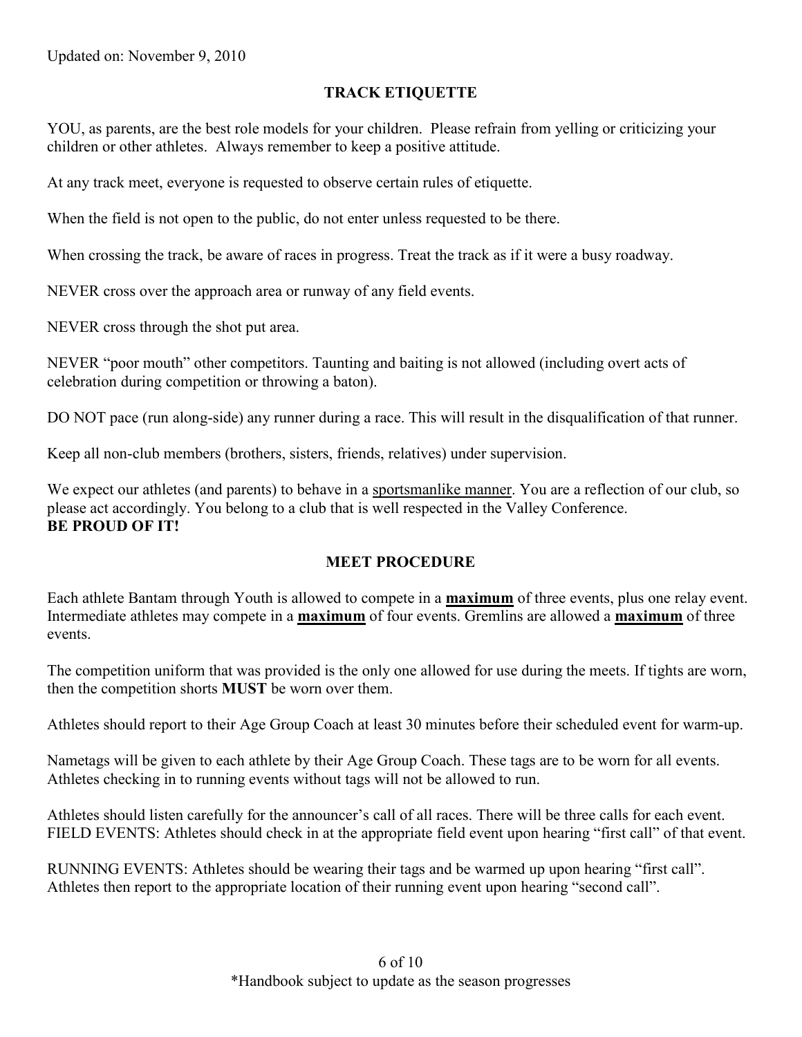Updated on: November 9, 2010

## TRACK ETIQUETTE

YOU, as parents, are the best role models for your children. Please refrain from yelling or criticizing your children or other athletes. Always remember to keep a positive attitude.

At any track meet, everyone is requested to observe certain rules of etiquette.

When the field is not open to the public, do not enter unless requested to be there.

When crossing the track, be aware of races in progress. Treat the track as if it were a busy roadway.

NEVER cross over the approach area or runway of any field events.

NEVER cross through the shot put area.

NEVER "poor mouth" other competitors. Taunting and baiting is not allowed (including overt acts of celebration during competition or throwing a baton).

DO NOT pace (run along-side) any runner during a race. This will result in the disqualification of that runner.

Keep all non-club members (brothers, sisters, friends, relatives) under supervision.

We expect our athletes (and parents) to behave in a sportsmanlike manner. You are a reflection of our club, so please act accordingly. You belong to a club that is well respected in the Valley Conference.
**BE PROUD OF IT!**

## MEET PROCEDURE

Each athlete Bantam through Youth is allowed to compete in a **maximum** of three events, plus one relay event. Intermediate athletes may compete in a **maximum** of four events. Gremlins are allowed a **maximum** of three events.

The competition uniform that was provided is the only one allowed for use during the meets. If tights are worn, then the competition shorts **MUST** be worn over them.

Athletes should report to their Age Group Coach at least 30 minutes before their scheduled event for warm-up.

Nametags will be given to each athlete by their Age Group Coach. These tags are to be worn for all events. Athletes checking in to running events without tags will not be allowed to run.

Athletes should listen carefully for the announcer's call of all races. There will be three calls for each event.
FIELD EVENTS: Athletes should check in at the appropriate field event upon hearing "first call" of that event.

RUNNING EVENTS: Athletes should be wearing their tags and be warmed up upon hearing "first call". Athletes then report to the appropriate location of their running event upon hearing "second call".

*Handbook subject to update as the season progresses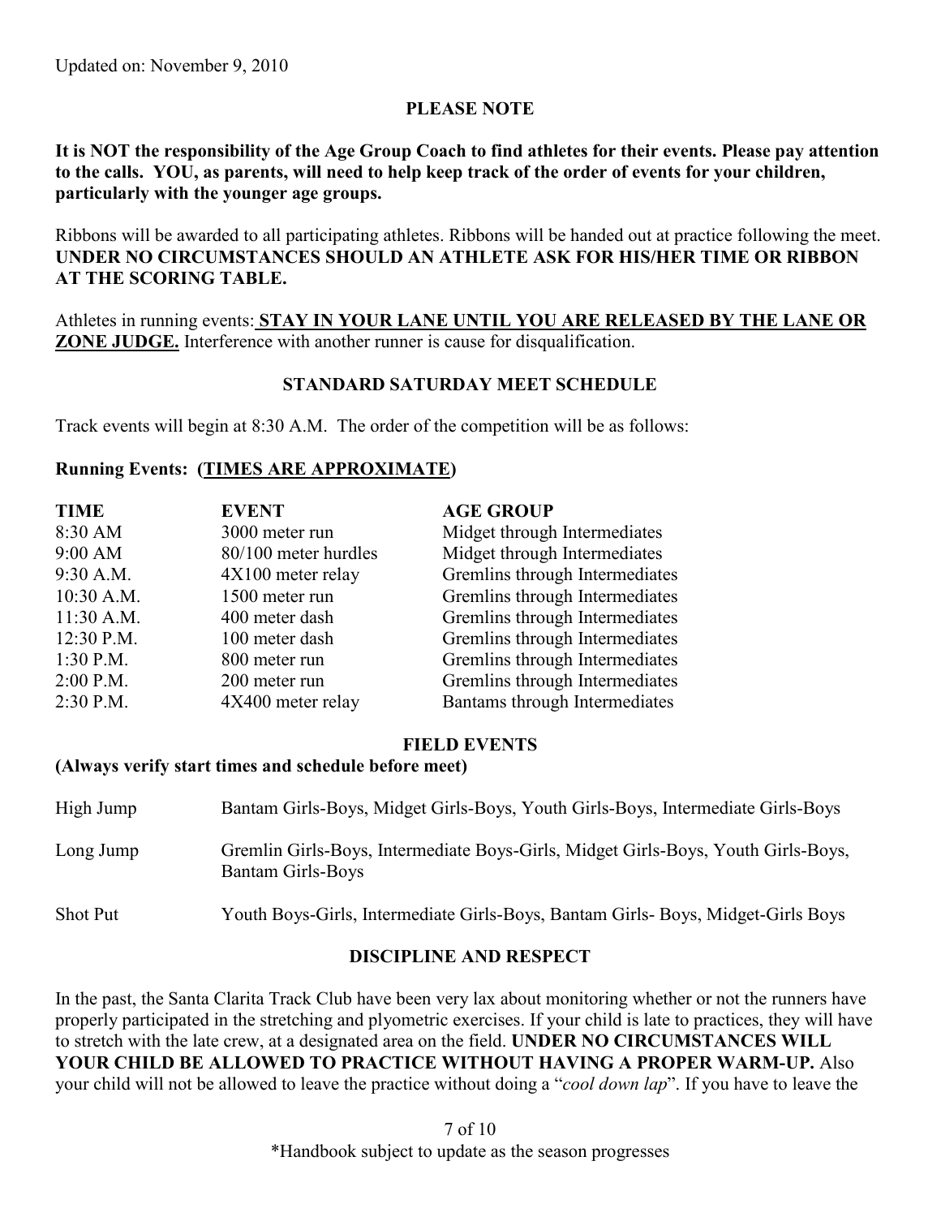Updated on: November 9, 2010

**PLEASE NOTE**

**It is NOT the responsibility of the Age Group Coach to find athletes for their events. Please pay attention to the calls. YOU, as parents, will need to help keep track of the order of events for your children, particularly with the younger age groups.**

Ribbons will be awarded to all participating athletes. Ribbons will be handed out at practice following the meet. **UNDER NO CIRCUMSTANCES SHOULD AN ATHLETE ASK FOR HIS/HER TIME OR RIBBON AT THE SCORING TABLE.**

Athletes in running events: **STAY IN YOUR LANE UNTIL YOU ARE RELEASED BY THE LANE OR ZONE JUDGE.** Interference with another runner is cause for disqualification.

**STANDARD SATURDAY MEET SCHEDULE**

Track events will begin at 8:30 A.M. The order of the competition will be as follows:

**Running Events: (TIMES ARE APPROXIMATE)**

| TIME | EVENT | AGE GROUP |
|---|---|---|
| 8:30 AM | 3000 meter run | Midget through Intermediates |
| 9:00 AM | 80/100 meter hurdles | Midget through Intermediates |
| 9:30 A.M. | 4X100 meter relay | Gremlins through Intermediates |
| 10:30 A.M. | 1500 meter run | Gremlins through Intermediates |
| 11:30 A.M. | 400 meter dash | Gremlins through Intermediates |
| 12:30 P.M. | 100 meter dash | Gremlins through Intermediates |
| 1:30 P.M. | 800 meter run | Gremlins through Intermediates |
| 2:00 P.M. | 200 meter run | Gremlins through Intermediates |
| 2:30 P.M. | 4X400 meter relay | Bantams through Intermediates |

**FIELD EVENTS**

**(Always verify start times and schedule before meet)**

| | |
|---|---|
| High Jump | Bantam Girls-Boys, Midget Girls-Boys, Youth Girls-Boys, Intermediate Girls-Boys |
| Long Jump | Gremlin Girls-Boys, Intermediate Boys-Girls, Midget Girls-Boys, Youth Girls-Boys, Bantam Girls-Boys |
| Shot Put | Youth Boys-Girls, Intermediate Girls-Boys, Bantam Girls- Boys, Midget-Girls Boys |

**DISCIPLINE AND RESPECT**

In the past, the Santa Clarita Track Club have been very lax about monitoring whether or not the runners have properly participated in the stretching and plyometric exercises. If your child is late to practices, they will have to stretch with the late crew, at a designated area on the field. **UNDER NO CIRCUMSTANCES WILL YOUR CHILD BE ALLOWED TO PRACTICE WITHOUT HAVING A PROPER WARM-UP.** Also your child will not be allowed to leave the practice without doing a "*cool down lap*". If you have to leave the

*Handbook subject to update as the season progresses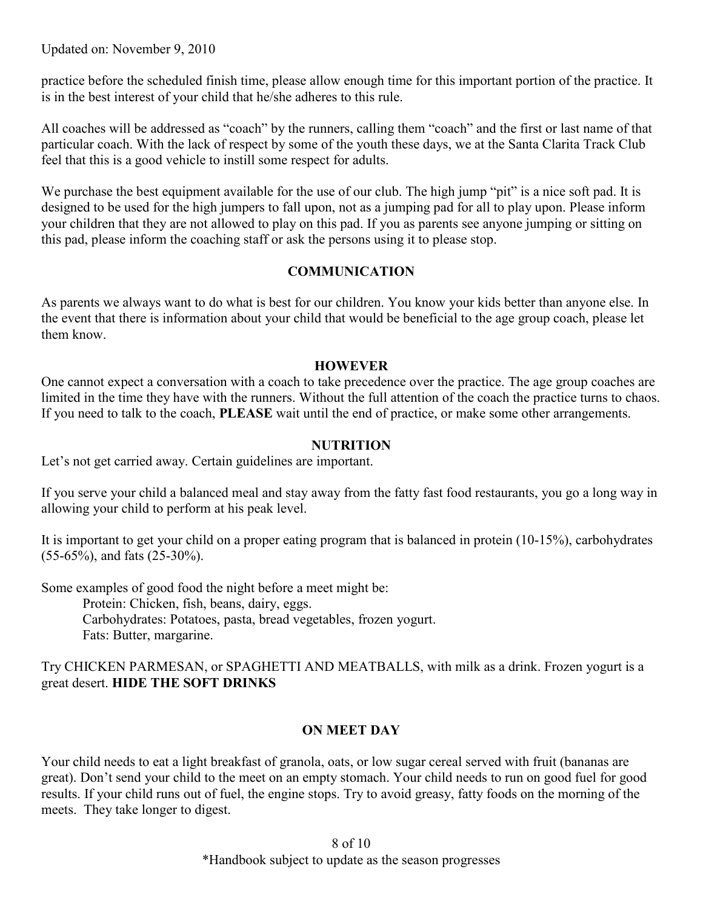practice before the scheduled finish time, please allow enough time for this important portion of the practice. It is in the best interest of your child that he/she adheres to this rule.

All coaches will be addressed as "coach" by the runners, calling them "coach" and the first or last name of that particular coach. With the lack of respect by some of the youth these days, we at the Santa Clarita Track Club feel that this is a good vehicle to instill some respect for adults.

We purchase the best equipment available for the use of our club. The high jump "pit" is a nice soft pad. It is designed to be used for the high jumpers to fall upon, not as a jumping pad for all to play upon. Please inform your children that they are not allowed to play on this pad. If you as parents see anyone jumping or sitting on this pad, please inform the coaching staff or ask the persons using it to please stop.

## COMMUNICATION

As parents we always want to do what is best for our children. You know your kids better than anyone else. In the event that there is information about your child that would be beneficial to the age group coach, please let them know.

## HOWEVER

One cannot expect a conversation with a coach to take precedence over the practice. The age group coaches are limited in the time they have with the runners. Without the full attention of the coach the practice turns to chaos. If you need to talk to the coach, **PLEASE** wait until the end of practice, or make some other arrangements.

## NUTRITION

Let's not get carried away. Certain guidelines are important.

If you serve your child a balanced meal and stay away from the fatty fast food restaurants, you go a long way in allowing your child to perform at his peak level.

It is important to get your child on a proper eating program that is balanced in protein (10-15%), carbohydrates (55-65%), and fats (25-30%).

Some examples of good food the night before a meet might be:

- Protein: Chicken, fish, beans, dairy, eggs.
- Carbohydrates: Potatoes, pasta, bread vegetables, frozen yogurt.
- Fats: Butter, margarine.

Try CHICKEN PARMESAN, or SPAGHETTI AND MEATBALLS, with milk as a drink. Frozen yogurt is a great desert. **HIDE THE SOFT DRINKS**

## ON MEET DAY

Your child needs to eat a light breakfast of granola, oats, or low sugar cereal served with fruit (bananas are great). Don't send your child to the meet on an empty stomach. Your child needs to run on good fuel for good results. If your child runs out of fuel, the engine stops. Try to avoid greasy, fatty foods on the morning of the meets. They take longer to digest.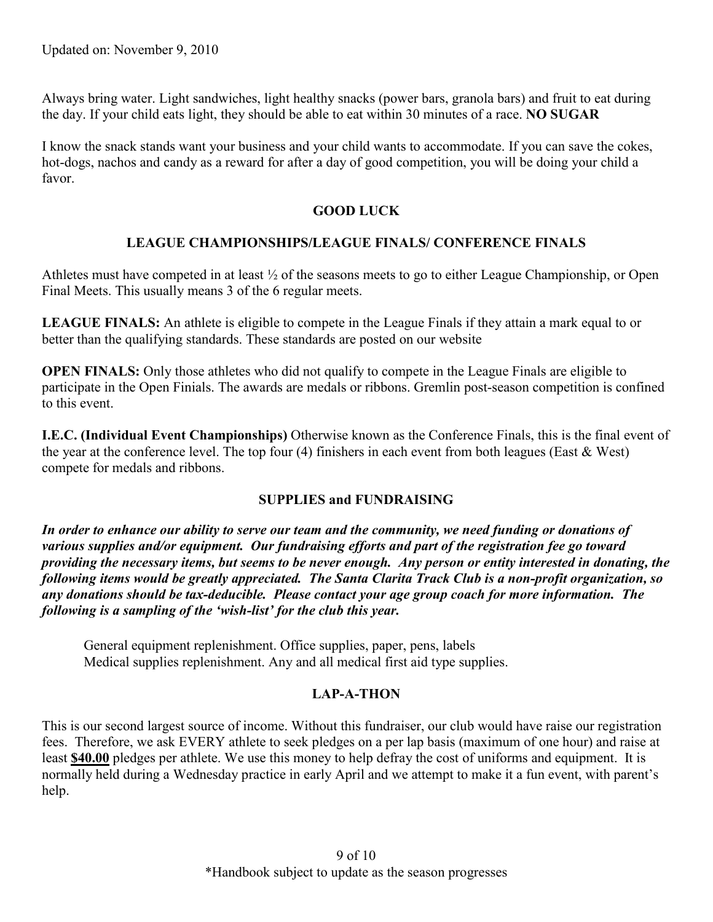Updated on: November 9, 2010

Always bring water. Light sandwiches, light healthy snacks (power bars, granola bars) and fruit to eat during the day. If your child eats light, they should be able to eat within 30 minutes of a race. **NO SUGAR**

I know the snack stands want your business and your child wants to accommodate. If you can save the cokes, hot-dogs, nachos and candy as a reward for after a day of good competition, you will be doing your child a favor.

**GOOD LUCK**

## LEAGUE CHAMPIONSHIPS/LEAGUE FINALS/ CONFERENCE FINALS

Athletes must have competed in at least ½ of the seasons meets to go to either League Championship, or Open Final Meets. This usually means 3 of the 6 regular meets.

**LEAGUE FINALS:** An athlete is eligible to compete in the League Finals if they attain a mark equal to or better than the qualifying standards. These standards are posted on our website

**OPEN FINALS:** Only those athletes who did not qualify to compete in the League Finals are eligible to participate in the Open Finials. The awards are medals or ribbons. Gremlin post-season competition is confined to this event.

**I.E.C. (Individual Event Championships)** Otherwise known as the Conference Finals, this is the final event of the year at the conference level. The top four (4) finishers in each event from both leagues (East & West) compete for medals and ribbons.

## SUPPLIES and FUNDRAISING

***In order to enhance our ability to serve our team and the community, we need funding or donations of various supplies and/or equipment. Our fundraising efforts and part of the registration fee go toward providing the necessary items, but seems to be never enough. Any person or entity interested in donating, the following items would be greatly appreciated. The Santa Clarita Track Club is a non-profit organization, so any donations should be tax-deducible. Please contact your age group coach for more information. The following is a sampling of the 'wish-list' for the club this year.***

General equipment replenishment. Office supplies, paper, pens, labels
Medical supplies replenishment. Any and all medical first aid type supplies.

## LAP-A-THON

This is our second largest source of income. Without this fundraiser, our club would have raise our registration fees. Therefore, we ask EVERY athlete to seek pledges on a per lap basis (maximum of one hour) and raise at least **$40.00** pledges per athlete. We use this money to help defray the cost of uniforms and equipment. It is normally held during a Wednesday practice in early April and we attempt to make it a fun event, with parent's help.

*Handbook subject to update as the season progresses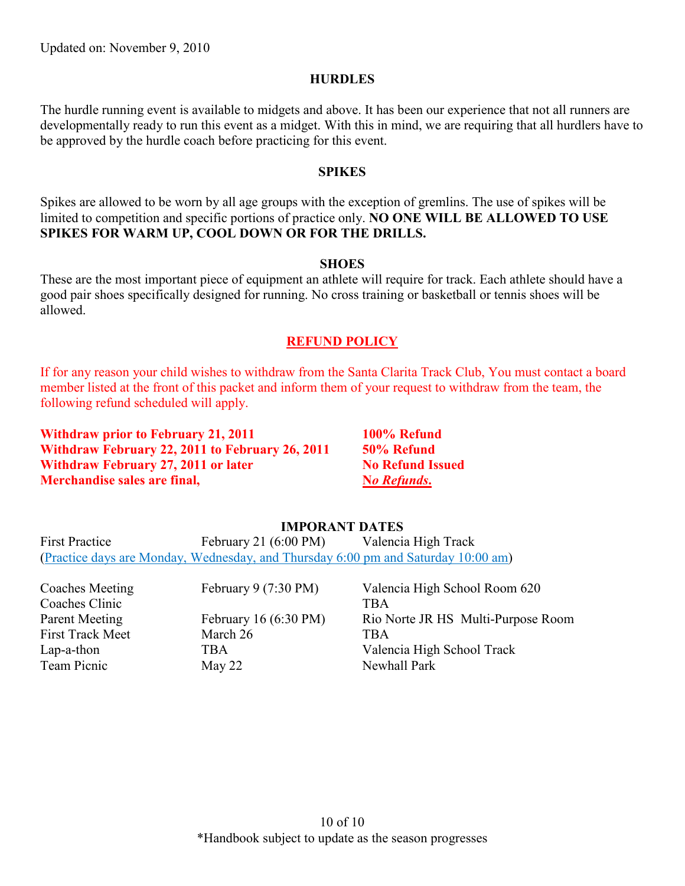Updated on: November 9, 2010

## HURDLES

The hurdle running event is available to midgets and above. It has been our experience that not all runners are developmentally ready to run this event as a midget. With this in mind, we are requiring that all hurdlers have to be approved by the hurdle coach before practicing for this event.

## SPIKES

Spikes are allowed to be worn by all age groups with the exception of gremlins. The use of spikes will be limited to competition and specific portions of practice only. **NO ONE WILL BE ALLOWED TO USE SPIKES FOR WARM UP, COOL DOWN OR FOR THE DRILLS.**

## SHOES

These are the most important piece of equipment an athlete will require for track. Each athlete should have a good pair shoes specifically designed for running. No cross training or basketball or tennis shoes will be allowed.

## REFUND POLICY

If for any reason your child wishes to withdraw from the Santa Clarita Track Club, You must contact a board member listed at the front of this packet and inform them of your request to withdraw from the team, the following refund scheduled will apply.

| | |
|---|---|
| **Withdraw prior to February 21, 2011** | **100% Refund** |
| **Withdraw February 22, 2011 to February 26, 2011** | **50% Refund** |
| **Withdraw February 27, 2011 or later** | **No Refund Issued** |
| **Merchandise sales are final,** | **N*o Refunds.*** |

## IMPORANT DATES

| | | |
|---|---|---|
| First Practice | February 21 (6:00 PM) | Valencia High Track |

(Practice days are Monday, Wednesday, and Thursday 6:00 pm and Saturday 10:00 am)

| | | |
|---|---|---|
| Coaches Meeting | February 9 (7:30 PM) | Valencia High School Room 620 |
| Coaches Clinic | | TBA |
| Parent Meeting | February 16 (6:30 PM) | Rio Norte JR HS Multi-Purpose Room |
| First Track Meet | March 26 | TBA |
| Lap-a-thon | TBA | Valencia High School Track |
| Team Picnic | May 22 | Newhall Park |

*Handbook subject to update as the season progresses